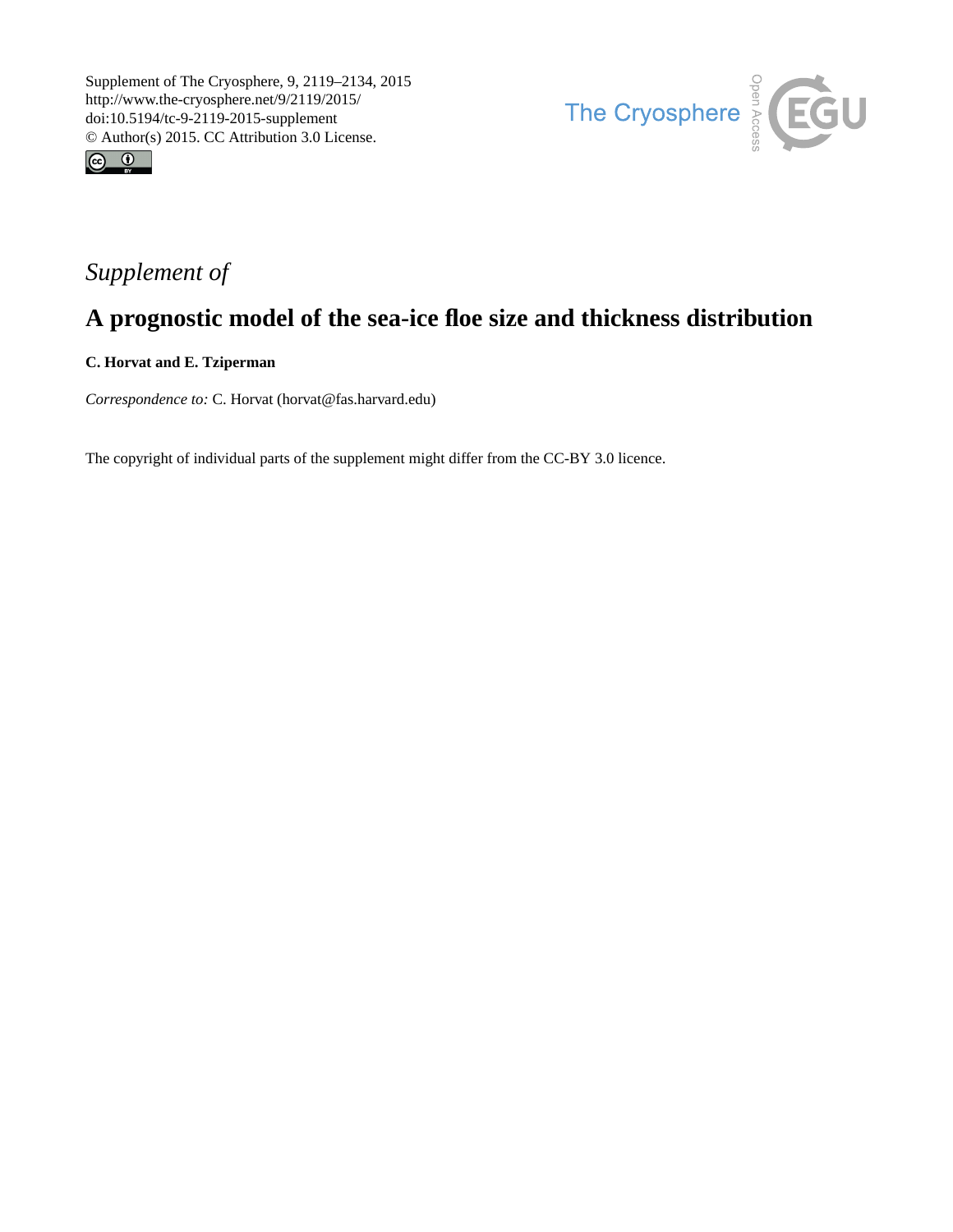Supplement of The Cryosphere, 9, 2119–2134, 2015
http://www.the-cryosphere.net/9/2119/2015/
doi:10.5194/tc-9-2119-2015-supplement
© Author(s) 2015. CC Attribution 3.0 License.

*Supplement of*

# A prognostic model of the sea-ice floe size and thickness distribution

**C. Horvat and E. Tziperman**

*Correspondence to:* C. Horvat (horvat@fas.harvard.edu)

The copyright of individual parts of the supplement might differ from the CC-BY 3.0 licence.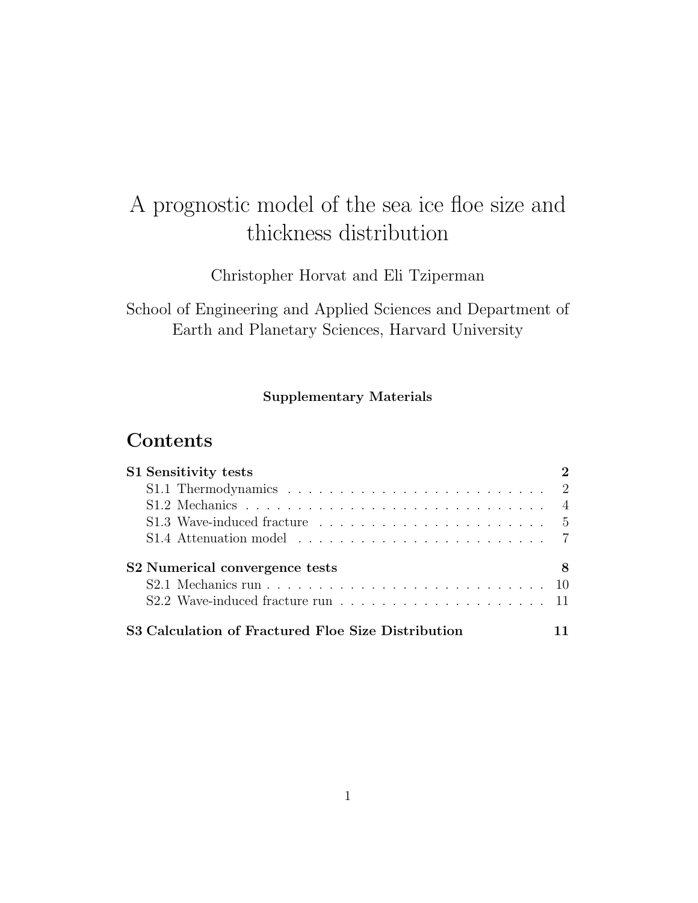# A prognostic model of the sea ice floe size and thickness distribution

Christopher Horvat and Eli Tziperman

School of Engineering and Applied Sciences and Department of Earth and Planetary Sciences, Harvard University

**Supplementary Materials**

## Contents

**S1 Sensitivity tests** **2**
- S1.1 Thermodynamics . . . . . . . . . . . . . . . . . . . . . . . . . 2
- S1.2 Mechanics . . . . . . . . . . . . . . . . . . . . . . . . . . . . 4
- S1.3 Wave-induced fracture . . . . . . . . . . . . . . . . . . . . . 5
- S1.4 Attenuation model . . . . . . . . . . . . . . . . . . . . . . . 7

**S2 Numerical convergence tests** **8**
- S2.1 Mechanics run . . . . . . . . . . . . . . . . . . . . . . . . . . 10
- S2.2 Wave-induced fracture run . . . . . . . . . . . . . . . . . . . 11

**S3 Calculation of Fractured Floe Size Distribution** **11**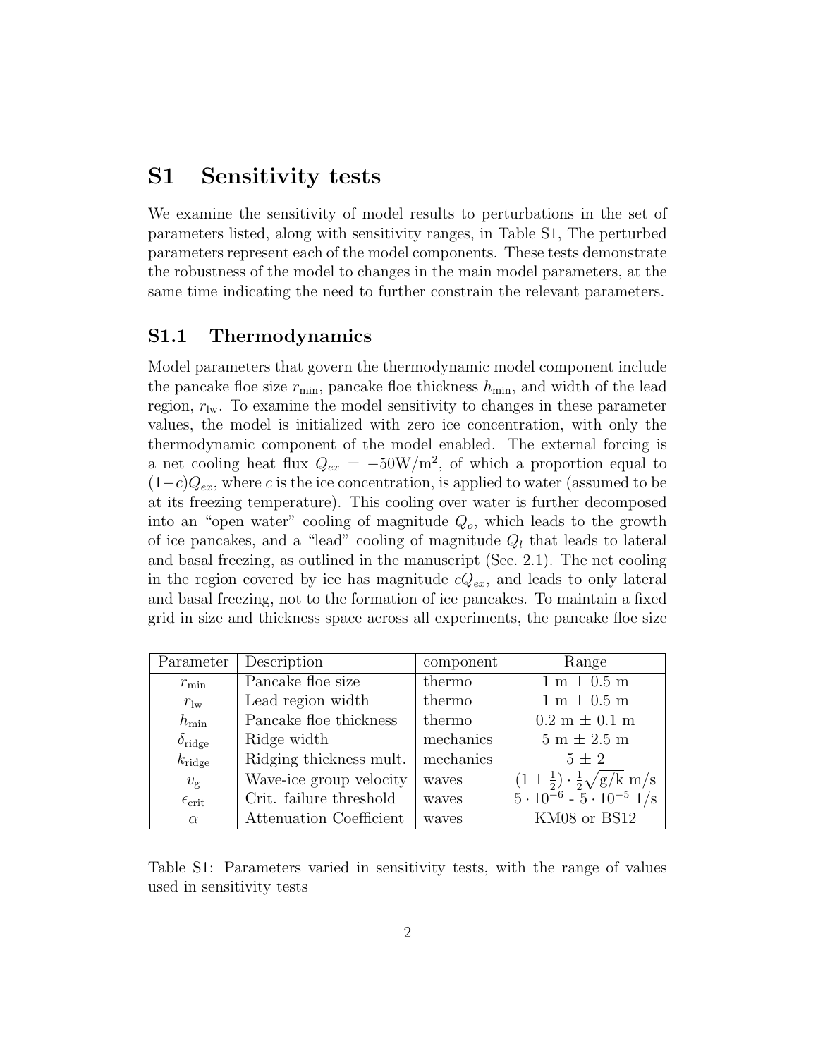# S1 Sensitivity tests

We examine the sensitivity of model results to perturbations in the set of parameters listed, along with sensitivity ranges, in Table S1, The perturbed parameters represent each of the model components. These tests demonstrate the robustness of the model to changes in the main model parameters, at the same time indicating the need to further constrain the relevant parameters.

## S1.1 Thermodynamics

Model parameters that govern the thermodynamic model component include the pancake floe size $r_{\min}$, pancake floe thickness $h_{\min}$, and width of the lead region, $r_{\text{lw}}$. To examine the model sensitivity to changes in these parameter values, the model is initialized with zero ice concentration, with only the thermodynamic component of the model enabled. The external forcing is a net cooling heat flux $Q_{ex} = -50\text{W/m}^2$, of which a proportion equal to $(1-c)Q_{ex}$, where $c$ is the ice concentration, is applied to water (assumed to be at its freezing temperature). This cooling over water is further decomposed into an "open water" cooling of magnitude $Q_o$, which leads to the growth of ice pancakes, and a "lead" cooling of magnitude $Q_l$ that leads to lateral and basal freezing, as outlined in the manuscript (Sec. 2.1). The net cooling in the region covered by ice has magnitude $cQ_{ex}$, and leads to only lateral and basal freezing, not to the formation of ice pancakes. To maintain a fixed grid in size and thickness space across all experiments, the pancake floe size

| Parameter | Description | component | Range |
|---|---|---|---|
| $r_{\min}$ | Pancake floe size | thermo | 1 m $\pm$ 0.5 m |
| $r_{\text{lw}}$ | Lead region width | thermo | 1 m $\pm$ 0.5 m |
| $h_{\min}$ | Pancake floe thickness | thermo | 0.2 m $\pm$ 0.1 m |
| $\delta_{\text{ridge}}$ | Ridge width | mechanics | 5 m $\pm$ 2.5 m |
| $k_{\text{ridge}}$ | Ridging thickness mult. | mechanics | $5 \pm 2$ |
| $v_{\text{g}}$ | Wave-ice group velocity | waves | $(1 \pm \frac{1}{2}) \cdot \frac{1}{2}\sqrt{\text{g/k}}$ m/s |
| $\epsilon_{\text{crit}}$ | Crit. failure threshold | waves | $5 \cdot 10^{-6}$ - $5 \cdot 10^{-5}$ 1/s |
| $\alpha$ | Attenuation Coefficient | waves | KM08 or BS12 |

Table S1: Parameters varied in sensitivity tests, with the range of values used in sensitivity tests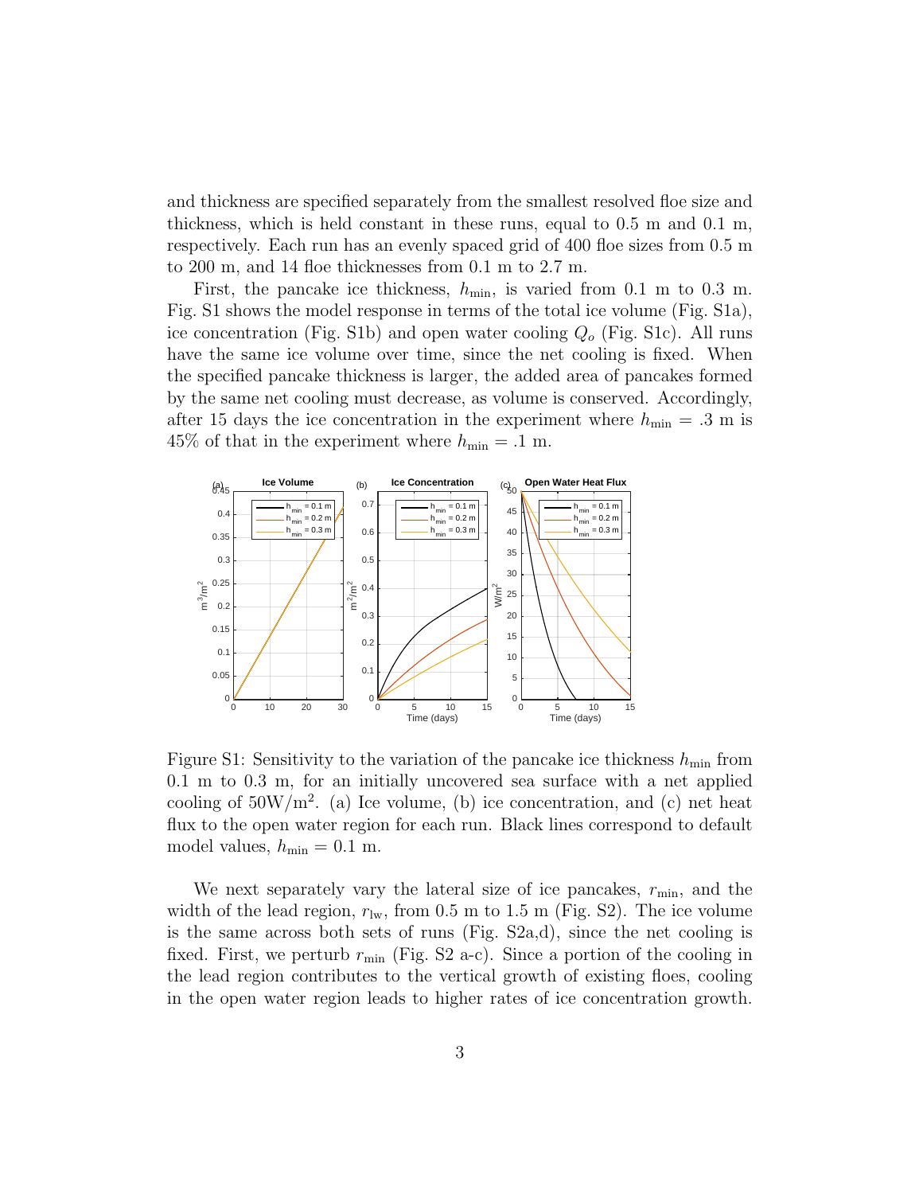and thickness are specified separately from the smallest resolved floe size and thickness, which is held constant in these runs, equal to 0.5 m and 0.1 m, respectively. Each run has an evenly spaced grid of 400 floe sizes from 0.5 m to 200 m, and 14 floe thicknesses from 0.1 m to 2.7 m.

First, the pancake ice thickness, $h_{\min}$, is varied from 0.1 m to 0.3 m. Fig. S1 shows the model response in terms of the total ice volume (Fig. S1a), ice concentration (Fig. S1b) and open water cooling $Q_o$ (Fig. S1c). All runs have the same ice volume over time, since the net cooling is fixed. When the specified pancake thickness is larger, the added area of pancakes formed by the same net cooling must decrease, as volume is conserved. Accordingly, after 15 days the ice concentration in the experiment where $h_{\min} = .3$ m is 45% of that in the experiment where $h_{\min} = .1$ m.

Figure S1: Sensitivity to the variation of the pancake ice thickness $h_{\min}$ from 0.1 m to 0.3 m, for an initially uncovered sea surface with a net applied cooling of $50\mathrm{W/m^2}$. (a) Ice volume, (b) ice concentration, and (c) net heat flux to the open water region for each run. Black lines correspond to default model values, $h_{\min} = 0.1$ m.

We next separately vary the lateral size of ice pancakes, $r_{\min}$, and the width of the lead region, $r_{\mathrm{lw}}$, from 0.5 m to 1.5 m (Fig. S2). The ice volume is the same across both sets of runs (Fig. S2a,d), since the net cooling is fixed. First, we perturb $r_{\min}$ (Fig. S2 a-c). Since a portion of the cooling in the lead region contributes to the vertical growth of existing floes, cooling in the open water region leads to higher rates of ice concentration growth.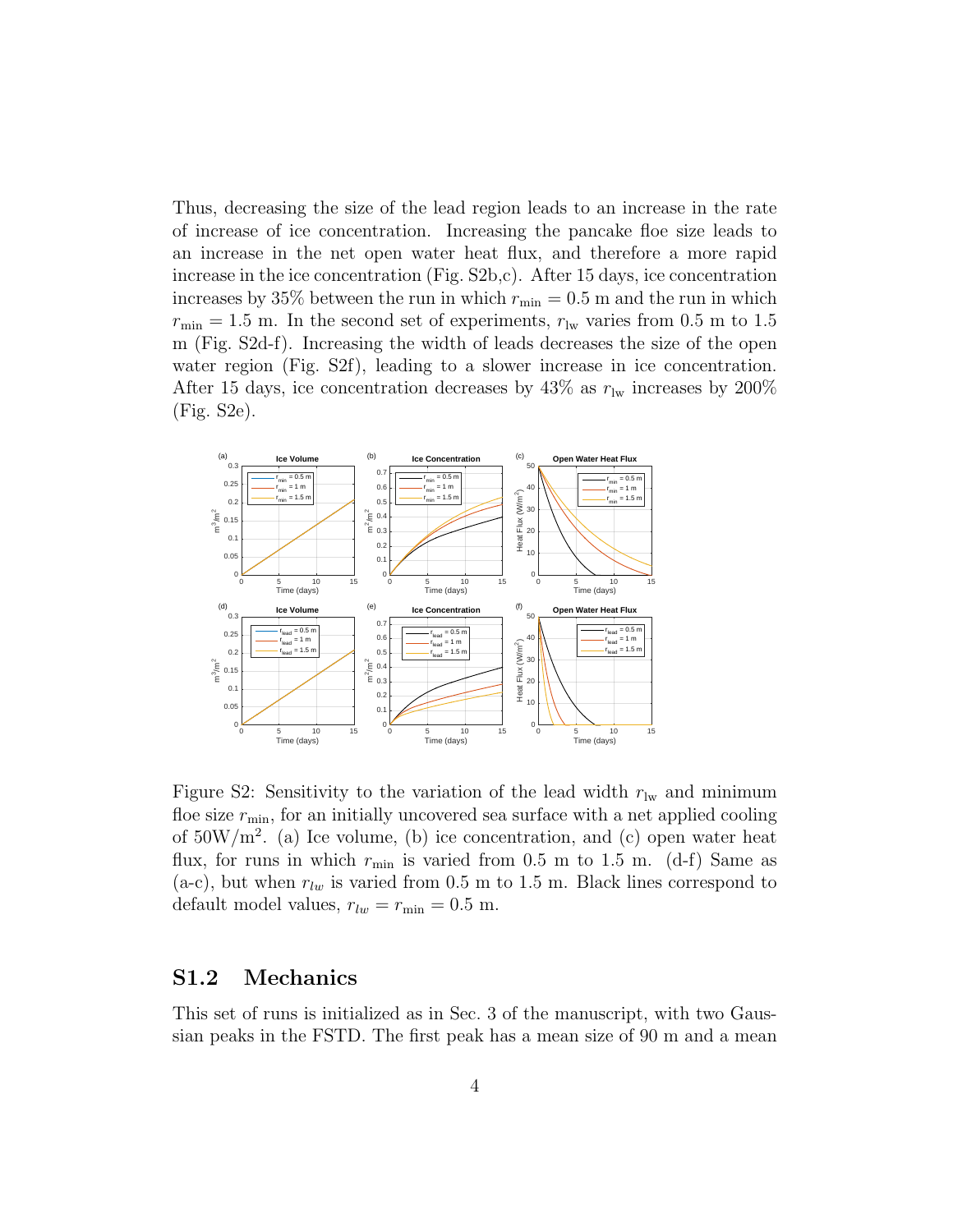Thus, decreasing the size of the lead region leads to an increase in the rate of increase of ice concentration. Increasing the pancake floe size leads to an increase in the net open water heat flux, and therefore a more rapid increase in the ice concentration (Fig. S2b,c). After 15 days, ice concentration increases by 35% between the run in which $r_{\mathrm{min}} = 0.5$ m and the run in which $r_{\mathrm{min}} = 1.5$ m. In the second set of experiments, $r_{\mathrm{lw}}$ varies from 0.5 m to 1.5 m (Fig. S2d-f). Increasing the width of leads decreases the size of the open water region (Fig. S2f), leading to a slower increase in ice concentration. After 15 days, ice concentration decreases by 43% as $r_{\mathrm{lw}}$ increases by 200% (Fig. S2e).

Figure S2: Sensitivity to the variation of the lead width $r_{\mathrm{lw}}$ and minimum floe size $r_{\mathrm{min}}$, for an initially uncovered sea surface with a net applied cooling of $50\mathrm{W/m}^2$. (a) Ice volume, (b) ice concentration, and (c) open water heat flux, for runs in which $r_{\mathrm{min}}$ is varied from 0.5 m to 1.5 m. (d-f) Same as (a-c), but when $r_{lw}$ is varied from 0.5 m to 1.5 m. Black lines correspond to default model values, $r_{lw} = r_{\mathrm{min}} = 0.5$ m.

## S1.2 Mechanics

This set of runs is initialized as in Sec. 3 of the manuscript, with two Gaussian peaks in the FSTD. The first peak has a mean size of 90 m and a mean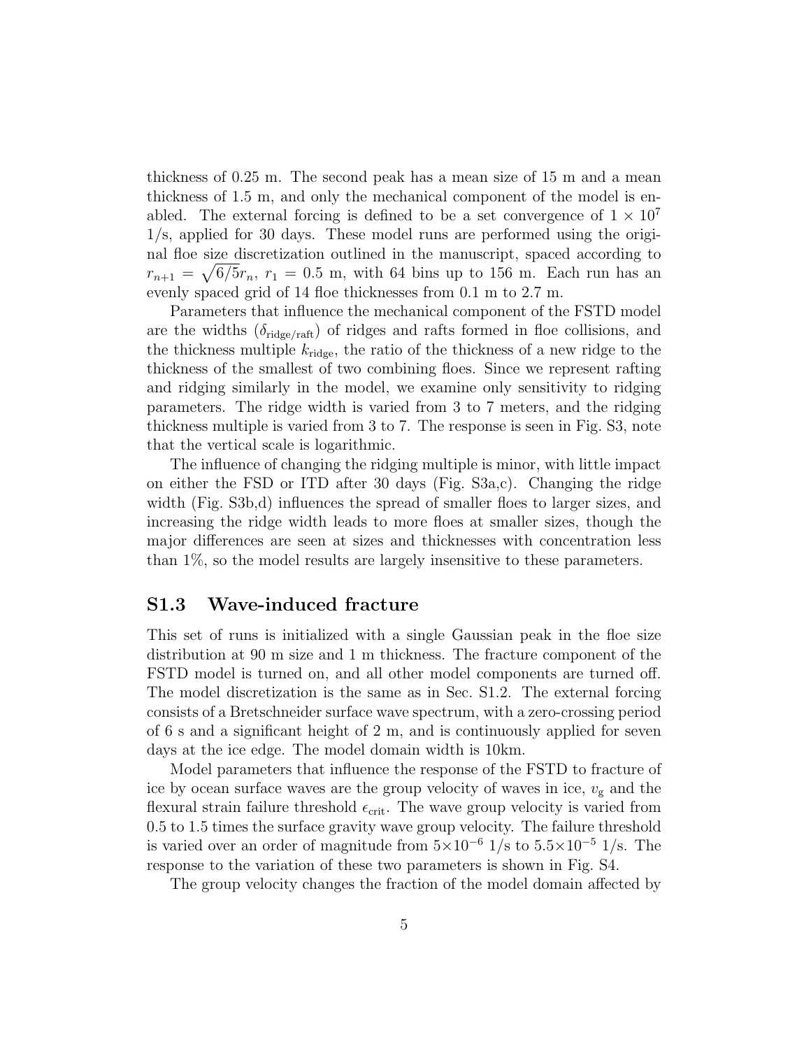thickness of 0.25 m. The second peak has a mean size of 15 m and a mean thickness of 1.5 m, and only the mechanical component of the model is enabled. The external forcing is defined to be a set convergence of $1 \times 10^7$ 1/s, applied for 30 days. These model runs are performed using the original floe size discretization outlined in the manuscript, spaced according to $r_{n+1} = \sqrt{6/5} r_n$, $r_1 = 0.5$ m, with 64 bins up to 156 m. Each run has an evenly spaced grid of 14 floe thicknesses from 0.1 m to 2.7 m.

Parameters that influence the mechanical component of the FSTD model are the widths ($\delta_{\mathrm{ridge/raft}}$) of ridges and rafts formed in floe collisions, and the thickness multiple $k_{\mathrm{ridge}}$, the ratio of the thickness of a new ridge to the thickness of the smallest of two combining floes. Since we represent rafting and ridging similarly in the model, we examine only sensitivity to ridging parameters. The ridge width is varied from 3 to 7 meters, and the ridging thickness multiple is varied from 3 to 7. The response is seen in Fig. S3, note that the vertical scale is logarithmic.

The influence of changing the ridging multiple is minor, with little impact on either the FSD or ITD after 30 days (Fig. S3a,c). Changing the ridge width (Fig. S3b,d) influences the spread of smaller floes to larger sizes, and increasing the ridge width leads to more floes at smaller sizes, though the major differences are seen at sizes and thicknesses with concentration less than 1%, so the model results are largely insensitive to these parameters.

## S1.3 Wave-induced fracture

This set of runs is initialized with a single Gaussian peak in the floe size distribution at 90 m size and 1 m thickness. The fracture component of the FSTD model is turned on, and all other model components are turned off. The model discretization is the same as in Sec. S1.2. The external forcing consists of a Bretschneider surface wave spectrum, with a zero-crossing period of 6 s and a significant height of 2 m, and is continuously applied for seven days at the ice edge. The model domain width is 10km.

Model parameters that influence the response of the FSTD to fracture of ice by ocean surface waves are the group velocity of waves in ice, $v_{\mathrm{g}}$ and the flexural strain failure threshold $\epsilon_{\mathrm{crit}}$. The wave group velocity is varied from 0.5 to 1.5 times the surface gravity wave group velocity. The failure threshold is varied over an order of magnitude from $5 \times 10^{-6}$ 1/s to $5.5 \times 10^{-5}$ 1/s. The response to the variation of these two parameters is shown in Fig. S4.

The group velocity changes the fraction of the model domain affected by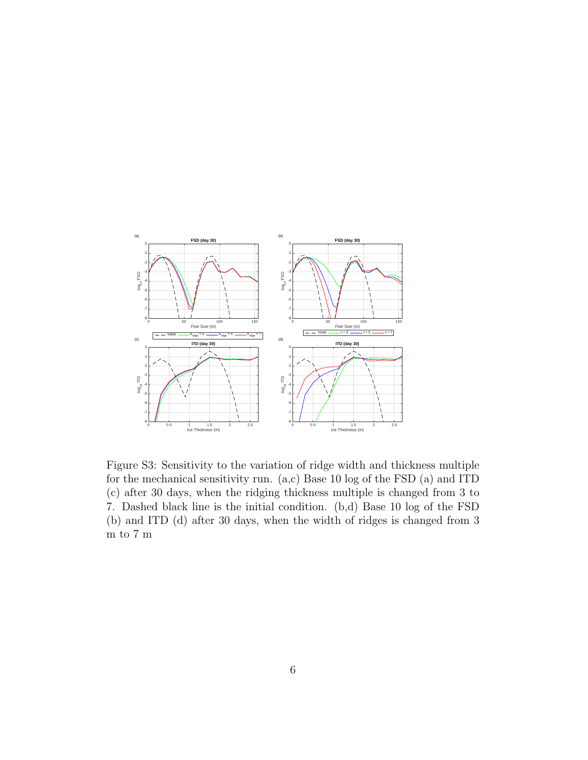Figure S3: Sensitivity to the variation of ridge width and thickness multiple for the mechanical sensitivity run. (a,c) Base 10 log of the FSD (a) and ITD (c) after 30 days, when the ridging thickness multiple is changed from 3 to 7. Dashed black line is the initial condition. (b,d) Base 10 log of the FSD (b) and ITD (d) after 30 days, when the width of ridges is changed from 3 m to 7 m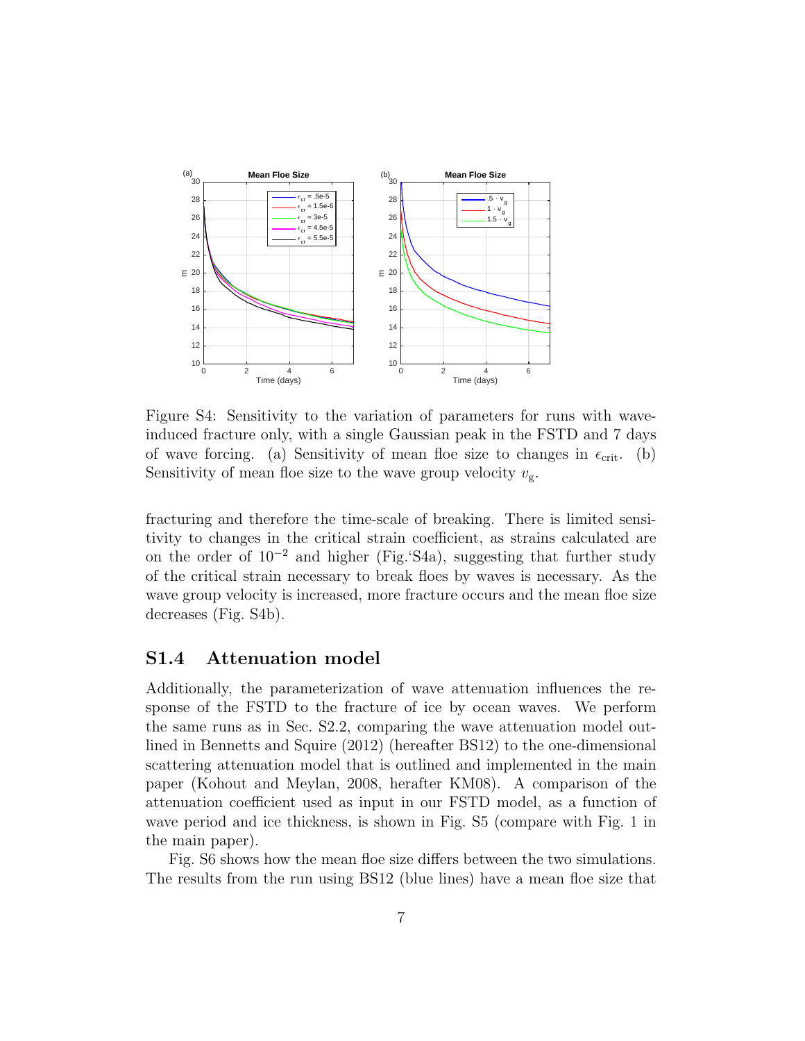Figure S4: Sensitivity to the variation of parameters for runs with wave-induced fracture only, with a single Gaussian peak in the FSTD and 7 days of wave forcing. (a) Sensitivity of mean floe size to changes in $\epsilon_{\text{crit}}$. (b) Sensitivity of mean floe size to the wave group velocity $v_{\text{g}}$.

fracturing and therefore the time-scale of breaking. There is limited sensitivity to changes in the critical strain coefficient, as strains calculated are on the order of $10^{-2}$ and higher (Fig.'S4a), suggesting that further study of the critical strain necessary to break floes by waves is necessary. As the wave group velocity is increased, more fracture occurs and the mean floe size decreases (Fig. S4b).

## S1.4 Attenuation model

Additionally, the parameterization of wave attenuation influences the response of the FSTD to the fracture of ice by ocean waves. We perform the same runs as in Sec. S2.2, comparing the wave attenuation model outlined in Bennetts and Squire (2012) (hereafter BS12) to the one-dimensional scattering attenuation model that is outlined and implemented in the main paper (Kohout and Meylan, 2008, herafter KM08). A comparison of the attenuation coefficient used as input in our FSTD model, as a function of wave period and ice thickness, is shown in Fig. S5 (compare with Fig. 1 in the main paper).

Fig. S6 shows how the mean floe size differs between the two simulations. The results from the run using BS12 (blue lines) have a mean floe size that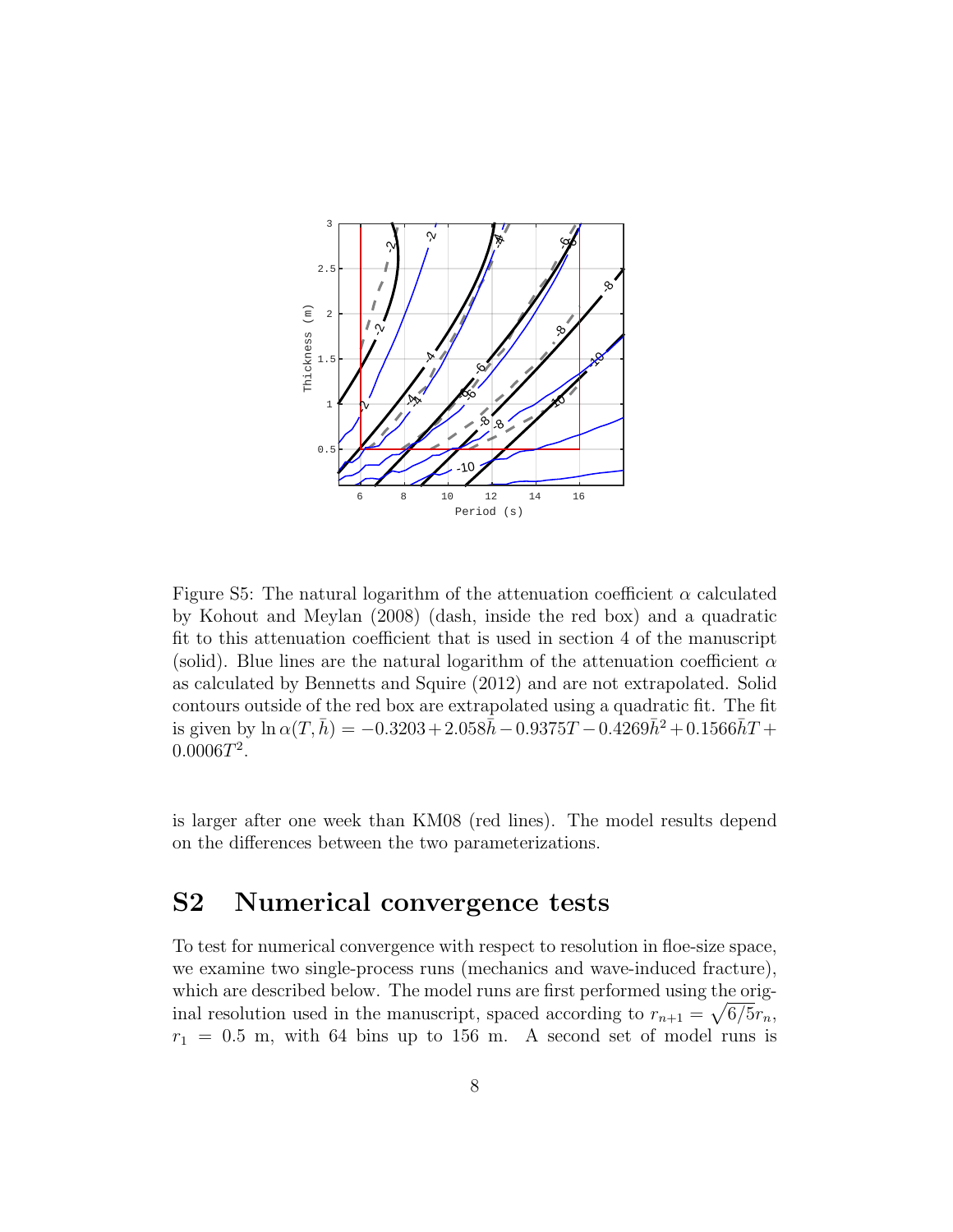Figure S5: The natural logarithm of the attenuation coefficient $\alpha$ calculated by Kohout and Meylan (2008) (dash, inside the red box) and a quadratic fit to this attenuation coefficient that is used in section 4 of the manuscript (solid). Blue lines are the natural logarithm of the attenuation coefficient $\alpha$ as calculated by Bennetts and Squire (2012) and are not extrapolated. Solid contours outside of the red box are extrapolated using a quadratic fit. The fit is given by $\ln \alpha(T, \bar{h}) = -0.3203 + 2.058\bar{h} - 0.9375T - 0.4269\bar{h}^2 + 0.1566\bar{h}T + 0.0006T^2$.

is larger after one week than KM08 (red lines). The model results depend on the differences between the two parameterizations.

## S2 Numerical convergence tests

To test for numerical convergence with respect to resolution in floe-size space, we examine two single-process runs (mechanics and wave-induced fracture), which are described below. The model runs are first performed using the original resolution used in the manuscript, spaced according to $r_{n+1} = \sqrt{6/5}r_n$, $r_1 = 0.5$ m, with 64 bins up to 156 m. A second set of model runs is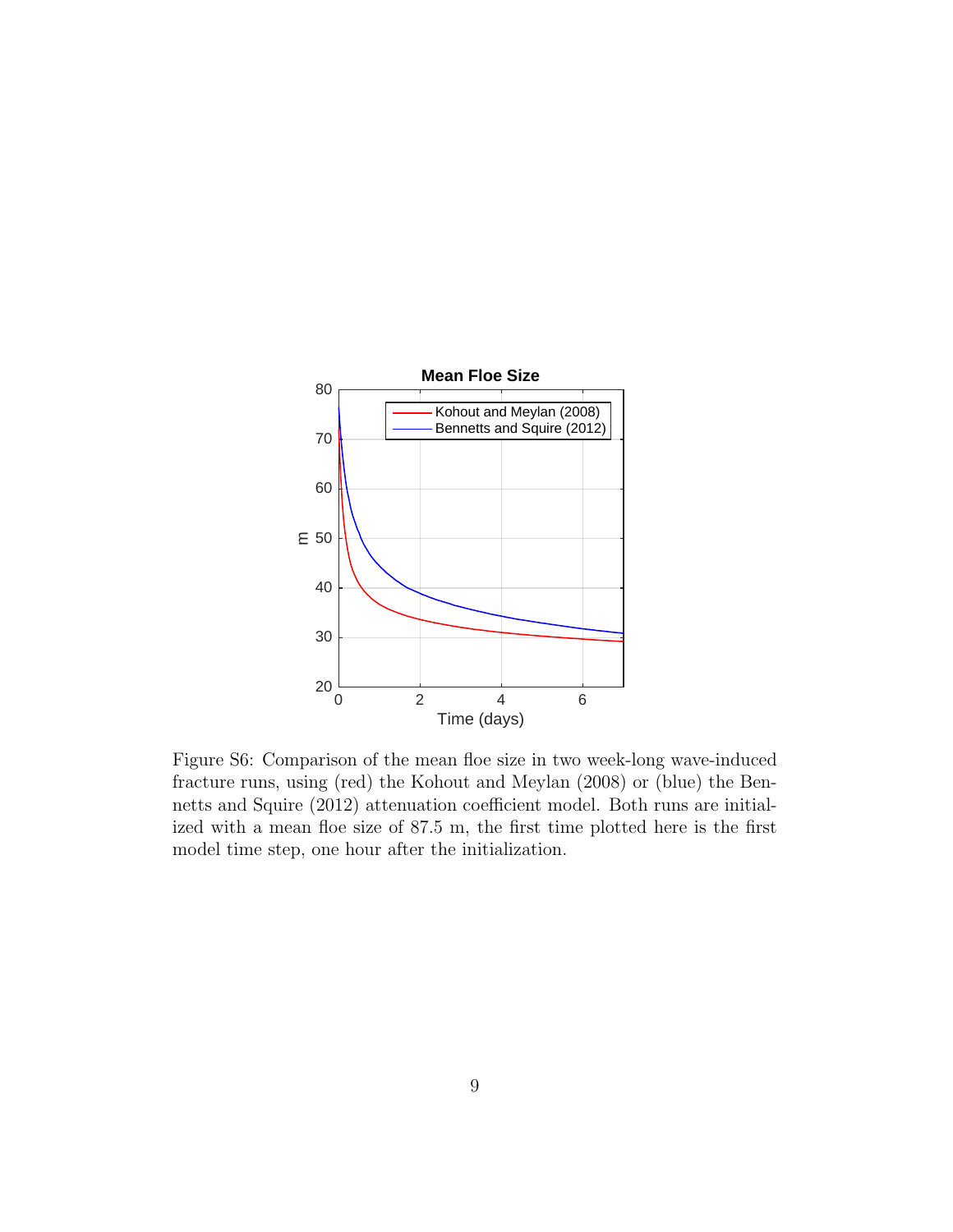Figure S6: Comparison of the mean floe size in two week-long wave-induced fracture runs, using (red) the Kohout and Meylan (2008) or (blue) the Bennetts and Squire (2012) attenuation coefficient model. Both runs are initialized with a mean floe size of 87.5 m, the first time plotted here is the first model time step, one hour after the initialization.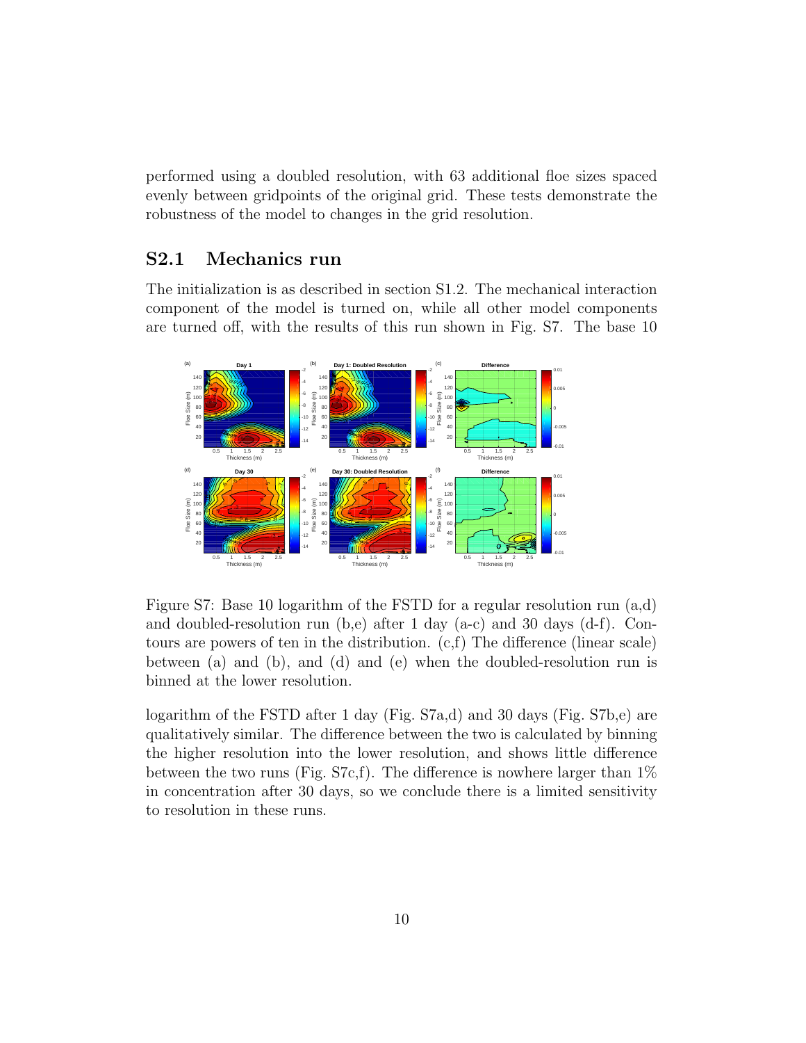performed using a doubled resolution, with 63 additional floe sizes spaced evenly between gridpoints of the original grid. These tests demonstrate the robustness of the model to changes in the grid resolution.

## S2.1 Mechanics run

The initialization is as described in section S1.2. The mechanical interaction component of the model is turned on, while all other model components are turned off, with the results of this run shown in Fig. S7. The base 10

Figure S7: Base 10 logarithm of the FSTD for a regular resolution run (a,d) and doubled-resolution run (b,e) after 1 day (a-c) and 30 days (d-f). Contours are powers of ten in the distribution. (c,f) The difference (linear scale) between (a) and (b), and (d) and (e) when the doubled-resolution run is binned at the lower resolution.

logarithm of the FSTD after 1 day (Fig. S7a,d) and 30 days (Fig. S7b,e) are qualitatively similar. The difference between the two is calculated by binning the higher resolution into the lower resolution, and shows little difference between the two runs (Fig. S7c,f). The difference is nowhere larger than 1% in concentration after 30 days, so we conclude there is a limited sensitivity to resolution in these runs.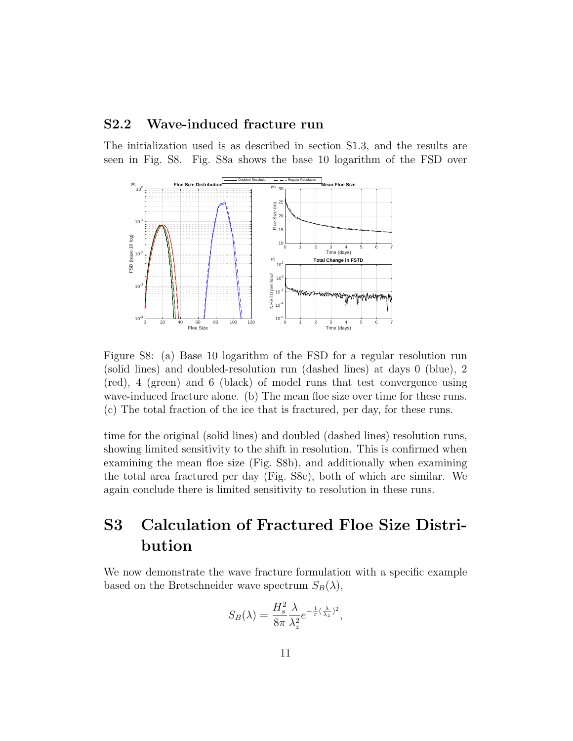## S2.2 Wave-induced fracture run

The initialization used is as described in section S1.3, and the results are seen in Fig. S8. Fig. S8a shows the base 10 logarithm of the FSD over

Figure S8: (a) Base 10 logarithm of the FSD for a regular resolution run (solid lines) and doubled-resolution run (dashed lines) at days 0 (blue), 2 (red), 4 (green) and 6 (black) of model runs that test convergence using wave-induced fracture alone. (b) The mean floe size over time for these runs. (c) The total fraction of the ice that is fractured, per day, for these runs.

time for the original (solid lines) and doubled (dashed lines) resolution runs, showing limited sensitivity to the shift in resolution. This is confirmed when examining the mean floe size (Fig. S8b), and additionally when examining the total area fractured per day (Fig. S8c), both of which are similar. We again conclude there is limited sensitivity to resolution in these runs.

# S3 Calculation of Fractured Floe Size Distribution

We now demonstrate the wave fracture formulation with a specific example based on the Bretschneider wave spectrum $S_B(\lambda)$,

$$S_B(\lambda) = \frac{H_s^2}{8\pi} \frac{\lambda}{\lambda_z^2} e^{-\frac{1}{\pi}(\frac{\lambda}{\lambda_z})^2},$$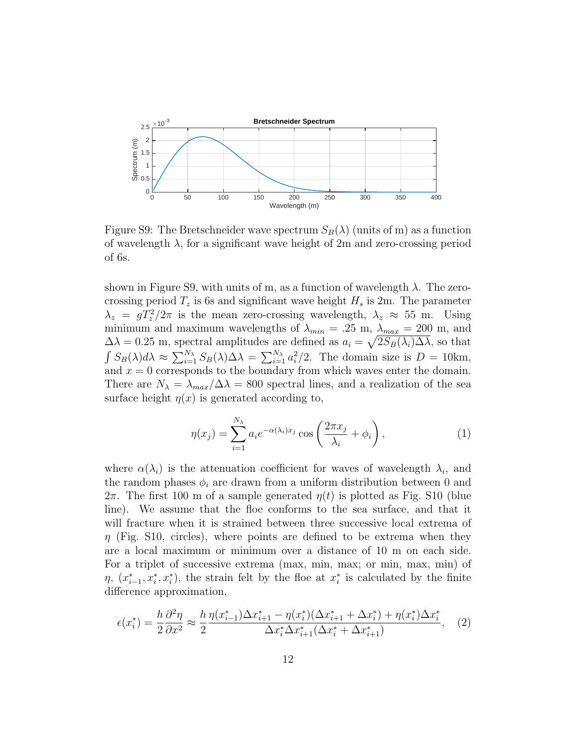Figure S9: The Bretschneider wave spectrum $S_B(\lambda)$ (units of m) as a function of wavelength $\lambda$, for a significant wave height of 2m and zero-crossing period of 6s.

shown in Figure S9, with units of m, as a function of wavelength $\lambda$. The zero-crossing period $T_z$ is 6s and significant wave height $H_s$ is 2m. The parameter $\lambda_z = gT_z^2/2\pi$ is the mean zero-crossing wavelength, $\lambda_z \approx 55$ m. Using minimum and maximum wavelengths of $\lambda_{min} = .25$ m, $\lambda_{max} = 200$ m, and $\Delta\lambda = 0.25$ m, spectral amplitudes are defined as $a_i = \sqrt{2S_B(\lambda_i)\Delta\lambda}$, so that $\int S_B(\lambda)d\lambda \approx \sum_{i=1}^{N_\lambda} S_B(\lambda)\Delta\lambda = \sum_{i=1}^{N_\lambda} a_i^2/2$. The domain size is $D = 10$km, and $x = 0$ corresponds to the boundary from which waves enter the domain. There are $N_\lambda = \lambda_{max}/\Delta\lambda = 800$ spectral lines, and a realization of the sea surface height $\eta(x)$ is generated according to,

$$\eta(x_j) = \sum_{i=1}^{N_\lambda} a_i e^{-\alpha(\lambda_i)x_j} \cos\left(\frac{2\pi x_j}{\lambda_i} + \phi_i\right), \tag{1}$$

where $\alpha(\lambda_i)$ is the attenuation coefficient for waves of wavelength $\lambda_i$, and the random phases $\phi_i$ are drawn from a uniform distribution between 0 and $2\pi$. The first 100 m of a sample generated $\eta(t)$ is plotted as Fig. S10 (blue line). We assume that the floe conforms to the sea surface, and that it will fracture when it is strained between three successive local extrema of $\eta$ (Fig. S10, circles), where points are defined to be extrema when they are a local maximum or minimum over a distance of 10 m on each side. For a triplet of successive extrema (max, min, max; or min, max, min) of $\eta$, $(x_{i-1}^*, x_i^*, x_i^*)$, the strain felt by the floe at $x_i^*$ is calculated by the finite difference approximation,

$$\epsilon(x_i^*) = \frac{h}{2}\frac{\partial^2 \eta}{\partial x^2} \approx \frac{h}{2}\frac{\eta(x_{i-1}^*)\Delta x_{i+1}^* - \eta(x_i^*)(\Delta x_{i+1}^* + \Delta x_i^*) + \eta(x_i^*)\Delta x_i^*}{\Delta x_i^* \Delta x_{i+1}^* (\Delta x_i^* + \Delta x_{i+1}^*)}, \tag{2}$$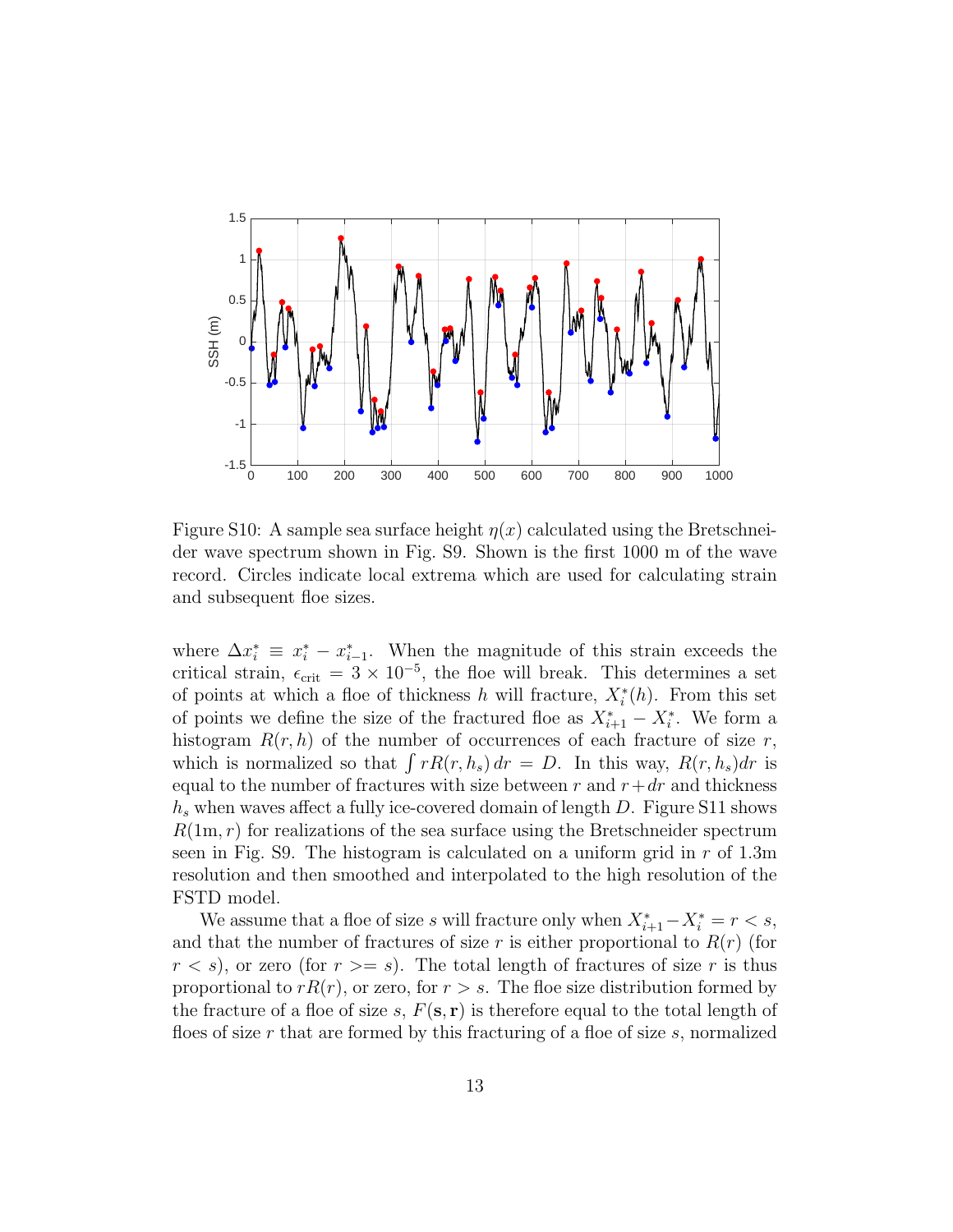Figure S10: A sample sea surface height $\eta(x)$ calculated using the Bretschneider wave spectrum shown in Fig. S9. Shown is the first 1000 m of the wave record. Circles indicate local extrema which are used for calculating strain and subsequent floe sizes.

where $\Delta x_i^* \equiv x_i^* - x_{i-1}^*$. When the magnitude of this strain exceeds the critical strain, $\epsilon_{\text{crit}} = 3 \times 10^{-5}$, the floe will break. This determines a set of points at which a floe of thickness $h$ will fracture, $X_i^*(h)$. From this set of points we define the size of the fractured floe as $X_{i+1}^* - X_i^*$. We form a histogram $R(r, h)$ of the number of occurrences of each fracture of size $r$, which is normalized so that $\int r R(r, h_s)\, dr = D$. In this way, $R(r, h_s) dr$ is equal to the number of fractures with size between $r$ and $r + dr$ and thickness $h_s$ when waves affect a fully ice-covered domain of length $D$. Figure S11 shows $R(1\text{m}, r)$ for realizations of the sea surface using the Bretschneider spectrum seen in Fig. S9. The histogram is calculated on a uniform grid in $r$ of 1.3m resolution and then smoothed and interpolated to the high resolution of the FSTD model.

We assume that a floe of size $s$ will fracture only when $X_{i+1}^* - X_i^* = r < s$, and that the number of fractures of size $r$ is either proportional to $R(r)$ (for $r < s$), or zero (for $r >= s$). The total length of fractures of size $r$ is thus proportional to $rR(r)$, or zero, for $r > s$. The floe size distribution formed by the fracture of a floe of size $s$, $F(\mathbf{s}, \mathbf{r})$ is therefore equal to the total length of floes of size $r$ that are formed by this fracturing of a floe of size $s$, normalized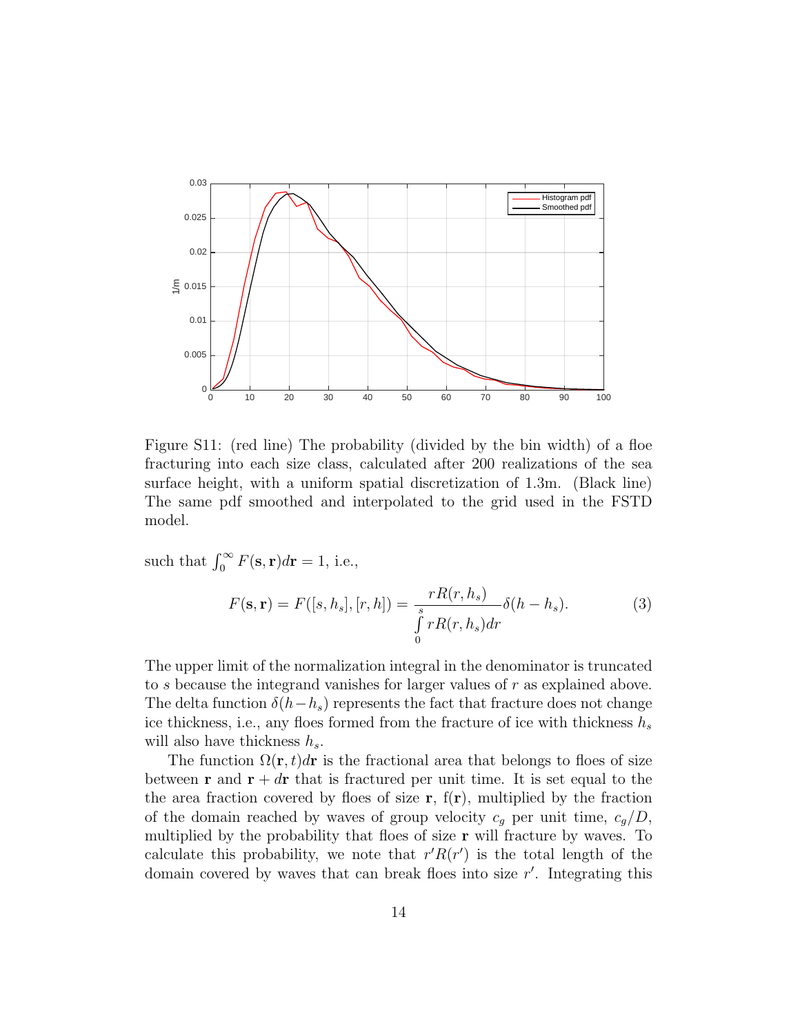Figure S11: (red line) The probability (divided by the bin width) of a floe fracturing into each size class, calculated after 200 realizations of the sea surface height, with a uniform spatial discretization of 1.3m. (Black line) The same pdf smoothed and interpolated to the grid used in the FSTD model.

such that $\int_0^\infty F(\mathbf{s}, \mathbf{r}) d\mathbf{r} = 1$, i.e.,

$$F(\mathbf{s}, \mathbf{r}) = F([s, h_s], [r, h]) = \frac{rR(r, h_s)}{\int\limits_0^s rR(r, h_s) dr} \delta(h - h_s). \tag{3}$$

The upper limit of the normalization integral in the denominator is truncated to $s$ because the integrand vanishes for larger values of $r$ as explained above. The delta function $\delta(h - h_s)$ represents the fact that fracture does not change ice thickness, i.e., any floes formed from the fracture of ice with thickness $h_s$ will also have thickness $h_s$.

The function $\Omega(\mathbf{r}, t) d\mathbf{r}$ is the fractional area that belongs to floes of size between $\mathbf{r}$ and $\mathbf{r} + d\mathbf{r}$ that is fractured per unit time. It is set equal to the the area fraction covered by floes of size $\mathbf{r}$, $f(\mathbf{r})$, multiplied by the fraction of the domain reached by waves of group velocity $c_g$ per unit time, $c_g/D$, multiplied by the probability that floes of size $\mathbf{r}$ will fracture by waves. To calculate this probability, we note that $r'R(r')$ is the total length of the domain covered by waves that can break floes into size $r'$. Integrating this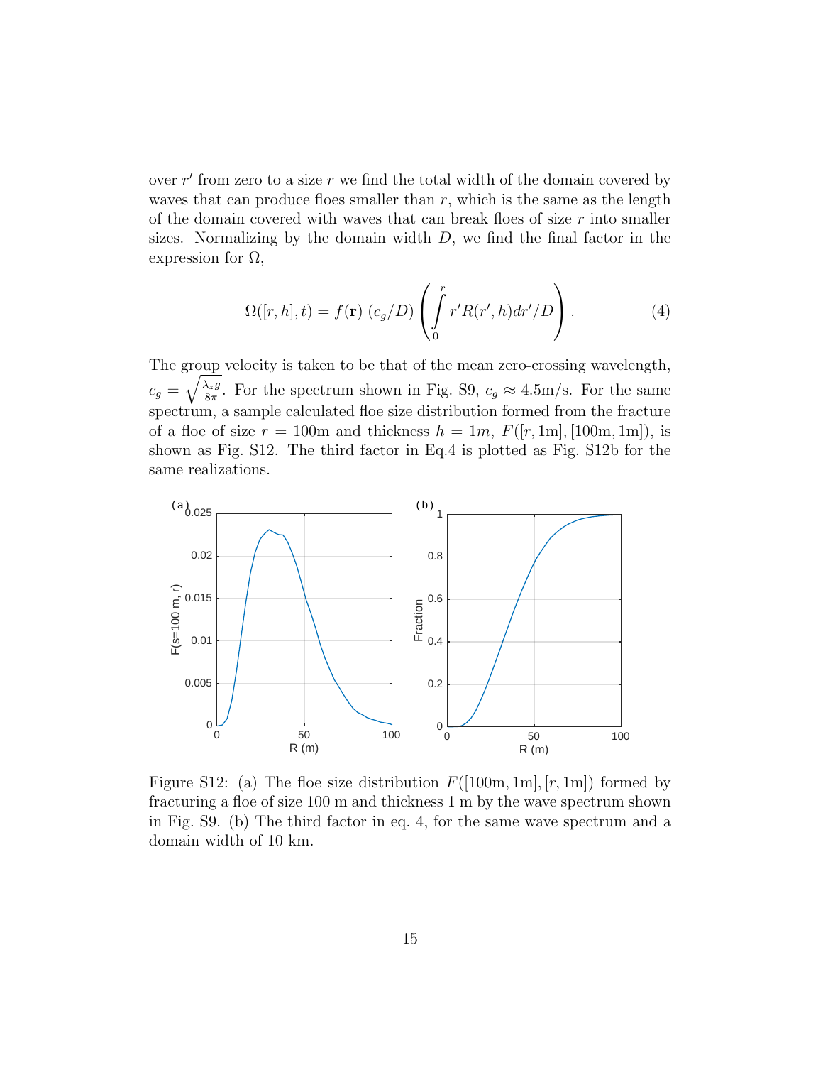over $r'$ from zero to a size $r$ we find the total width of the domain covered by waves that can produce floes smaller than $r$, which is the same as the length of the domain covered with waves that can break floes of size $r$ into smaller sizes. Normalizing by the domain width $D$, we find the final factor in the expression for $\Omega$,

$$\Omega([r, h], t) = f(\mathbf{r})\ (c_g/D) \left( \int_0^r r' R(r', h) dr'/D \right). \tag{4}$$

The group velocity is taken to be that of the mean zero-crossing wavelength, $c_g = \sqrt{\frac{\lambda_z g}{8\pi}}$. For the spectrum shown in Fig. S9, $c_g \approx 4.5$m/s. For the same spectrum, a sample calculated floe size distribution formed from the fracture of a floe of size $r = 100$m and thickness $h = 1m$, $F([r, 1\text{m}], [100\text{m}, 1\text{m}])$, is shown as Fig. S12. The third factor in Eq.4 is plotted as Fig. S12b for the same realizations.

Figure S12: (a) The floe size distribution $F([100\text{m}, 1\text{m}], [r, 1\text{m}])$ formed by fracturing a floe of size 100 m and thickness 1 m by the wave spectrum shown in Fig. S9. (b) The third factor in eq. 4, for the same wave spectrum and a domain width of 10 km.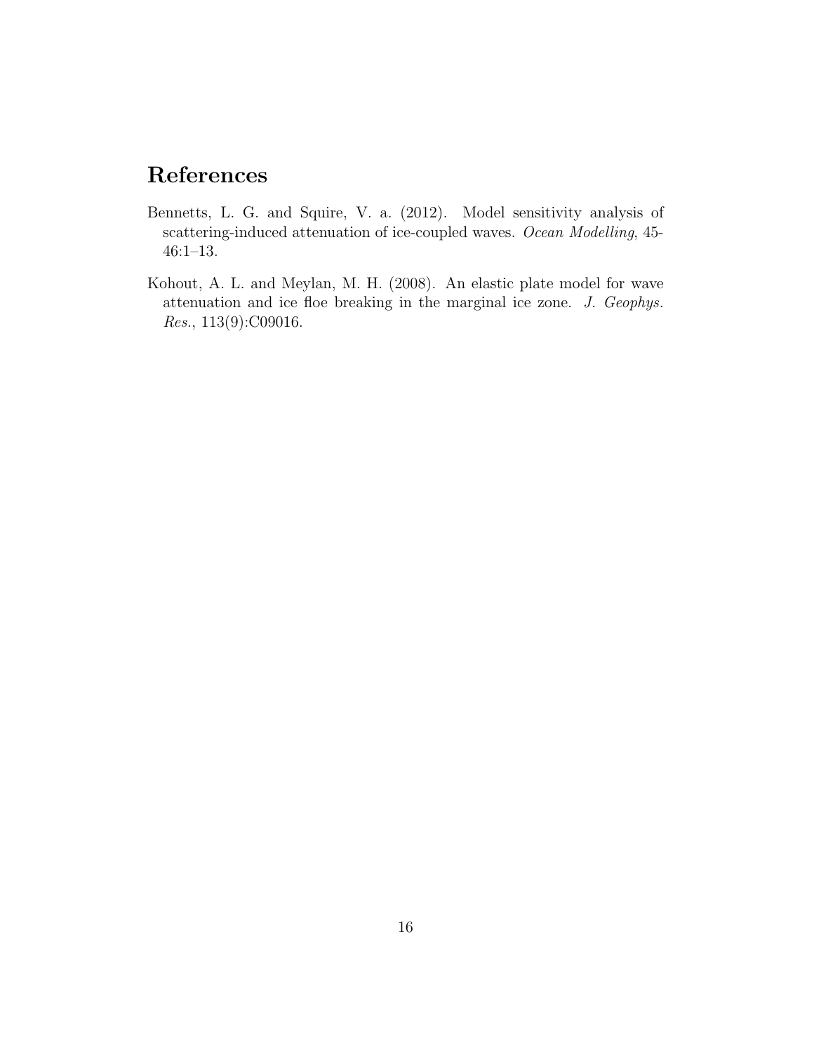# References

Bennetts, L. G. and Squire, V. a. (2012). Model sensitivity analysis of scattering-induced attenuation of ice-coupled waves. *Ocean Modelling*, 45-46:1–13.

Kohout, A. L. and Meylan, M. H. (2008). An elastic plate model for wave attenuation and ice floe breaking in the marginal ice zone. *J. Geophys. Res.*, 113(9):C09016.